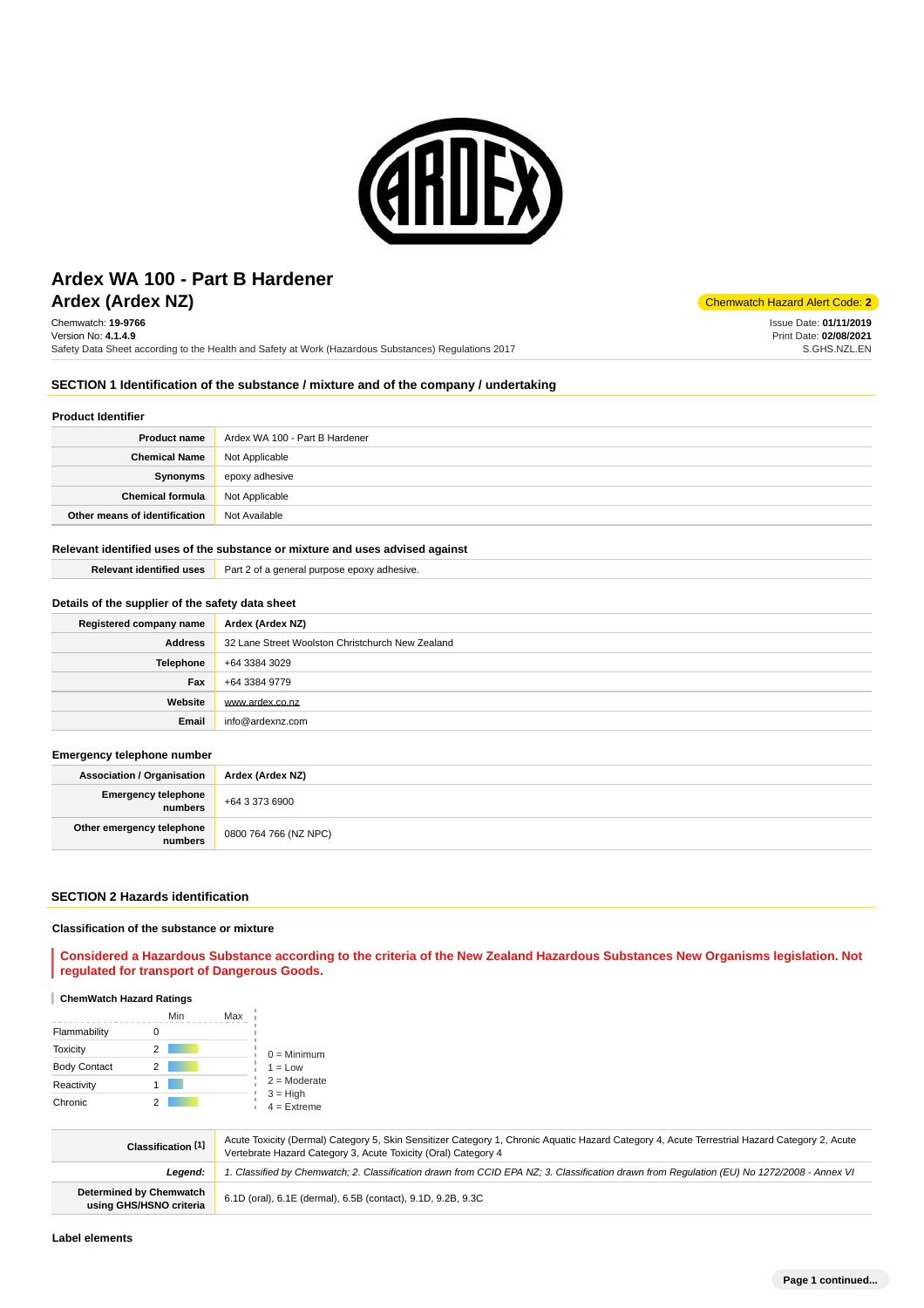# Ardex WA 100 - Part B Hardener

## Ardex (Ardex NZ)

Chemwatch Hazard Alert Code: **2**

Chemwatch: **19-9766**
Version No: **4.1.4.9**
Safety Data Sheet according to the Health and Safety at Work (Hazardous Substances) Regulations 2017

Issue Date: **01/11/2019**
Print Date: **02/08/2021**
S.GHS.NZL.EN

## SECTION 1 Identification of the substance / mixture and of the company / undertaking

### Product Identifier

| | |
|---|---|
| **Product name** | Ardex WA 100 - Part B Hardener |
| **Chemical Name** | Not Applicable |
| **Synonyms** | epoxy adhesive |
| **Chemical formula** | Not Applicable |
| **Other means of identification** | Not Available |

### Relevant identified uses of the substance or mixture and uses advised against

| | |
|---|---|
| **Relevant identified uses** | Part 2 of a general purpose epoxy adhesive. |

### Details of the supplier of the safety data sheet

| | |
|---|---|
| **Registered company name** | **Ardex (Ardex NZ)** |
| **Address** | 32 Lane Street Woolston Christchurch New Zealand |
| **Telephone** | +64 3384 3029 |
| **Fax** | +64 3384 9779 |
| **Website** | www.ardex.co.nz |
| **Email** | info@ardexnz.com |

### Emergency telephone number

| | |
|---|---|
| **Association / Organisation** | **Ardex (Ardex NZ)** |
| **Emergency telephone numbers** | +64 3 373 6900 |
| **Other emergency telephone numbers** | 0800 764 766 (NZ NPC) |

## SECTION 2 Hazards identification

### Classification of the substance or mixture

**Considered a Hazardous Substance according to the criteria of the New Zealand Hazardous Substances New Organisms legislation. Not regulated for transport of Dangerous Goods.**

#### ChemWatch Hazard Ratings

| | Rating (Min–Max) |
|---|---|
| Flammability | 0 |
| Toxicity | 2 |
| Body Contact | 2 |
| Reactivity | 1 |
| Chronic | 2 |

0 = Minimum
1 = Low
2 = Moderate
3 = High
4 = Extreme

| | |
|---|---|
| **Classification [1]** | Acute Toxicity (Dermal) Category 5, Skin Sensitizer Category 1, Chronic Aquatic Hazard Category 4, Acute Terrestrial Hazard Category 2, Acute Vertebrate Hazard Category 3, Acute Toxicity (Oral) Category 4 |
| ***Legend:*** | *1. Classified by Chemwatch; 2. Classification drawn from CCID EPA NZ; 3. Classification drawn from Regulation (EU) No 1272/2008 - Annex VI* |
| **Determined by Chemwatch using GHS/HSNO criteria** | 6.1D (oral), 6.1E (dermal), 6.5B (contact), 9.1D, 9.2B, 9.3C |

### Label elements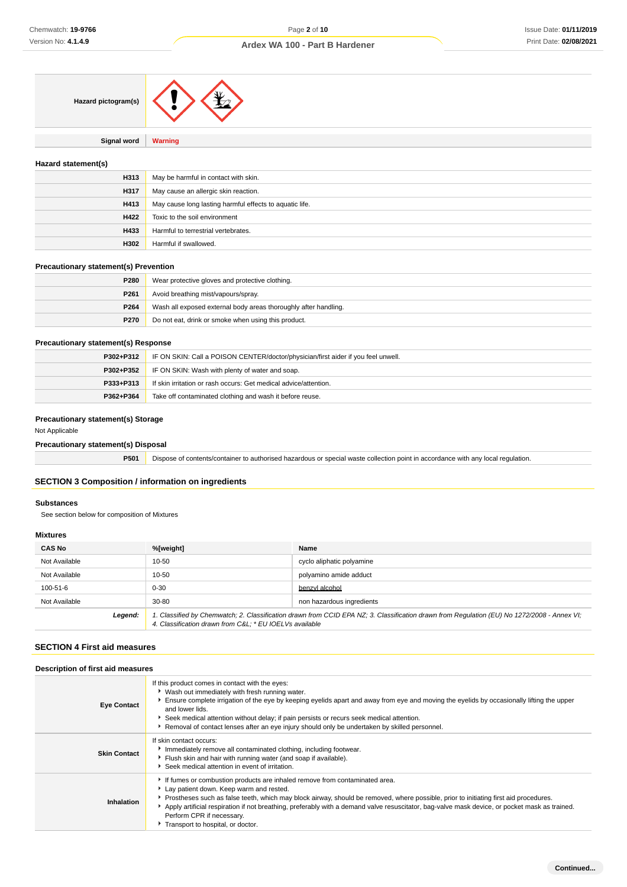| Hazard pictogram(s) | |
|---|---|

| Signal word | **Warning** |
|---|---|

### Hazard statement(s)

| | |
|---|---|
| **H313** | May be harmful in contact with skin. |
| **H317** | May cause an allergic skin reaction. |
| **H413** | May cause long lasting harmful effects to aquatic life. |
| **H422** | Toxic to the soil environment |
| **H433** | Harmful to terrestrial vertebrates. |
| **H302** | Harmful if swallowed. |

### Precautionary statement(s) Prevention

| | |
|---|---|
| **P280** | Wear protective gloves and protective clothing. |
| **P261** | Avoid breathing mist/vapours/spray. |
| **P264** | Wash all exposed external body areas thoroughly after handling. |
| **P270** | Do not eat, drink or smoke when using this product. |

### Precautionary statement(s) Response

| | |
|---|---|
| **P302+P312** | IF ON SKIN: Call a POISON CENTER/doctor/physician/first aider if you feel unwell. |
| **P302+P352** | IF ON SKIN: Wash with plenty of water and soap. |
| **P333+P313** | If skin irritation or rash occurs: Get medical advice/attention. |
| **P362+P364** | Take off contaminated clothing and wash it before reuse. |

### Precautionary statement(s) Storage

Not Applicable

### Precautionary statement(s) Disposal

| | |
|---|---|
| **P501** | Dispose of contents/container to authorised hazardous or special waste collection point in accordance with any local regulation. |

## SECTION 3 Composition / information on ingredients

### Substances

See section below for composition of Mixtures

### Mixtures

| CAS No | %[weight] | Name |
|---|---|---|
| Not Available | 10-50 | cyclo aliphatic polyamine |
| Not Available | 10-50 | polyamino amide adduct |
| 100-51-6 | 0-30 | benzyl alcohol |
| Not Available | 30-80 | non hazardous ingredients |
| ***Legend:*** | *1. Classified by Chemwatch; 2. Classification drawn from CCID EPA NZ; 3. Classification drawn from Regulation (EU) No 1272/2008 - Annex VI; 4. Classification drawn from C&L; * EU IOELVs available* | |

## SECTION 4 First aid measures

### Description of first aid measures

| | |
|---|---|
| **Eye Contact** | If this product comes in contact with the eyes: <br>▸ Wash out immediately with fresh running water. <br>▸ Ensure complete irrigation of the eye by keeping eyelids apart and away from eye and moving the eyelids by occasionally lifting the upper and lower lids. <br>▸ Seek medical attention without delay; if pain persists or recurs seek medical attention. <br>▸ Removal of contact lenses after an eye injury should only be undertaken by skilled personnel. |
| **Skin Contact** | If skin contact occurs: <br>▸ Immediately remove all contaminated clothing, including footwear. <br>▸ Flush skin and hair with running water (and soap if available). <br>▸ Seek medical attention in event of irritation. |
| **Inhalation** | ▸ If fumes or combustion products are inhaled remove from contaminated area. <br>▸ Lay patient down. Keep warm and rested. <br>▸ Prostheses such as false teeth, which may block airway, should be removed, where possible, prior to initiating first aid procedures. <br>▸ Apply artificial respiration if not breathing, preferably with a demand valve resuscitator, bag-valve mask device, or pocket mask as trained. Perform CPR if necessary. <br>▸ Transport to hospital, or doctor. |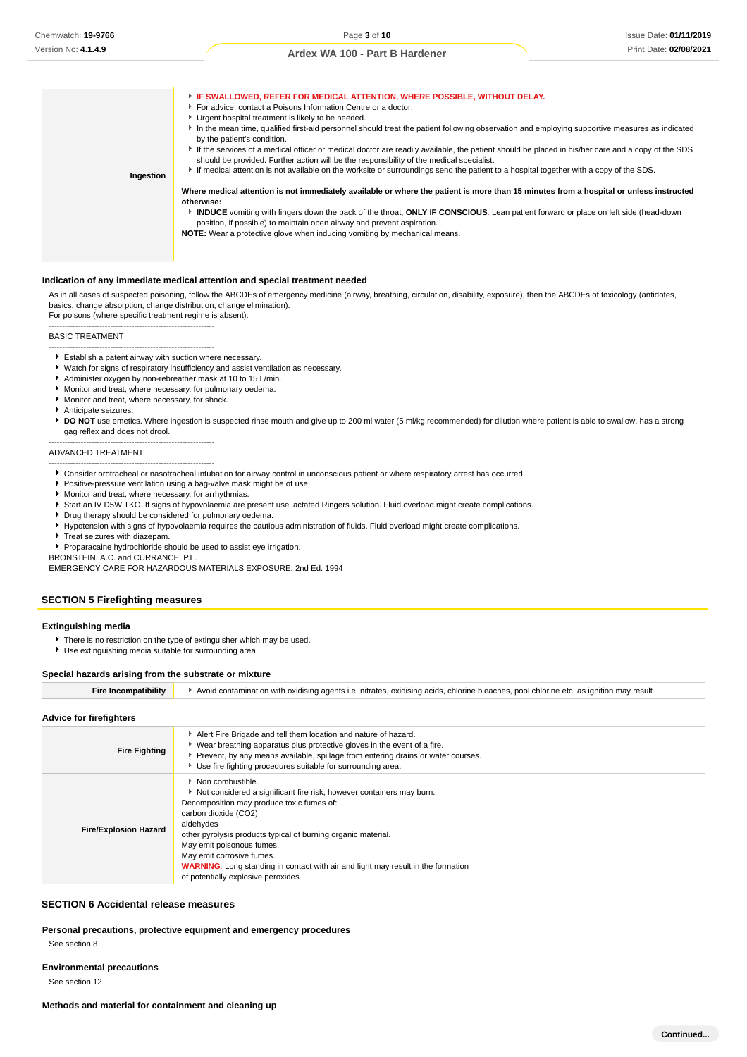| | |
|---|---|
| **Ingestion** | ▸ **IF SWALLOWED, REFER FOR MEDICAL ATTENTION, WHERE POSSIBLE, WITHOUT DELAY.**<br>▸ For advice, contact a Poisons Information Centre or a doctor.<br>▸ Urgent hospital treatment is likely to be needed.<br>▸ In the mean time, qualified first-aid personnel should treat the patient following observation and employing supportive measures as indicated by the patient's condition.<br>▸ If the services of a medical officer or medical doctor are readily available, the patient should be placed in his/her care and a copy of the SDS should be provided. Further action will be the responsibility of the medical specialist.<br>▸ If medical attention is not available on the worksite or surroundings send the patient to a hospital together with a copy of the SDS.<br><br>**Where medical attention is not immediately available or where the patient is more than 15 minutes from a hospital or unless instructed otherwise:**<br>▸ **INDUCE** vomiting with fingers down the back of the throat, **ONLY IF CONSCIOUS**. Lean patient forward or place on left side (head-down position, if possible) to maintain open airway and prevent aspiration.<br>**NOTE:** Wear a protective glove when inducing vomiting by mechanical means. |

### Indication of any immediate medical attention and special treatment needed

As in all cases of suspected poisoning, follow the ABCDEs of emergency medicine (airway, breathing, circulation, disability, exposure), then the ABCDEs of toxicology (antidotes, basics, change absorption, change distribution, change elimination).
For poisons (where specific treatment regime is absent):

--------------------------------------------------------------
BASIC TREATMENT
--------------------------------------------------------------

- Establish a patent airway with suction where necessary.
- Watch for signs of respiratory insufficiency and assist ventilation as necessary.
- Administer oxygen by non-rebreather mask at 10 to 15 L/min.
- Monitor and treat, where necessary, for pulmonary oedema.
- Monitor and treat, where necessary, for shock.
- Anticipate seizures.
- **DO NOT** use emetics. Where ingestion is suspected rinse mouth and give up to 200 ml water (5 ml/kg recommended) for dilution where patient is able to swallow, has a strong gag reflex and does not drool.

--------------------------------------------------------------
ADVANCED TREATMENT
--------------------------------------------------------------

- Consider orotracheal or nasotracheal intubation for airway control in unconscious patient or where respiratory arrest has occurred.
- Positive-pressure ventilation using a bag-valve mask might be of use.
- Monitor and treat, where necessary, for arrhythmias.
- Start an IV D5W TKO. If signs of hypovolaemia are present use lactated Ringers solution. Fluid overload might create complications.
- Drug therapy should be considered for pulmonary oedema.
- Hypotension with signs of hypovolaemia requires the cautious administration of fluids. Fluid overload might create complications.
- Treat seizures with diazepam.
- Proparacaine hydrochloride should be used to assist eye irrigation.

BRONSTEIN, A.C. and CURRANCE, P.L.
EMERGENCY CARE FOR HAZARDOUS MATERIALS EXPOSURE: 2nd Ed. 1994

## SECTION 5 Firefighting measures

### Extinguishing media

- There is no restriction on the type of extinguisher which may be used.
- Use extinguishing media suitable for surrounding area.

### Special hazards arising from the substrate or mixture

| | |
|---|---|
| **Fire Incompatibility** | ▸ Avoid contamination with oxidising agents i.e. nitrates, oxidising acids, chlorine bleaches, pool chlorine etc. as ignition may result |

### Advice for firefighters

| | |
|---|---|
| **Fire Fighting** | ▸ Alert Fire Brigade and tell them location and nature of hazard.<br>▸ Wear breathing apparatus plus protective gloves in the event of a fire.<br>▸ Prevent, by any means available, spillage from entering drains or water courses.<br>▸ Use fire fighting procedures suitable for surrounding area. |
| **Fire/Explosion Hazard** | ▸ Non combustible.<br>▸ Not considered a significant fire risk, however containers may burn.<br>Decomposition may produce toxic fumes of:<br>carbon dioxide ($CO_2$)<br>aldehydes<br>other pyrolysis products typical of burning organic material.<br>May emit poisonous fumes.<br>May emit corrosive fumes.<br>**WARNING**: Long standing in contact with air and light may result in the formation of potentially explosive peroxides. |

## SECTION 6 Accidental release measures

### Personal precautions, protective equipment and emergency procedures

See section 8

### Environmental precautions

See section 12

### Methods and material for containment and cleaning up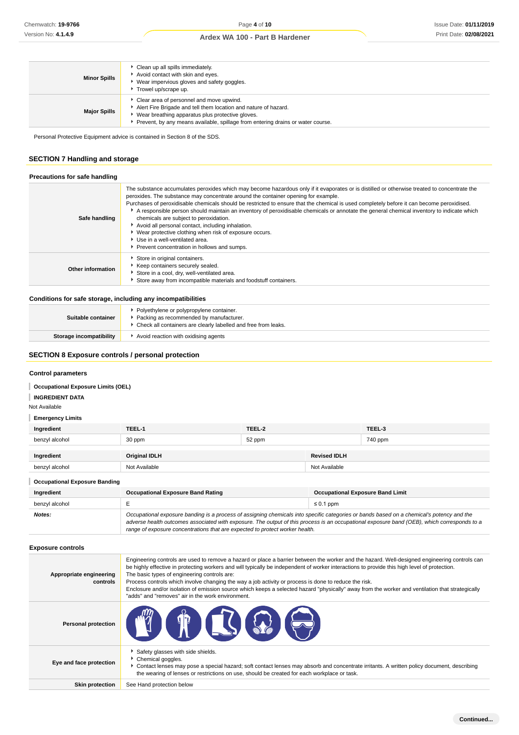| | |
|---|---|
| **Minor Spills** | ▸ Clean up all spills immediately.<br>▸ Avoid contact with skin and eyes.<br>▸ Wear impervious gloves and safety goggles.<br>▸ Trowel up/scrape up. |
| **Major Spills** | ▸ Clear area of personnel and move upwind.<br>▸ Alert Fire Brigade and tell them location and nature of hazard.<br>▸ Wear breathing apparatus plus protective gloves.<br>▸ Prevent, by any means available, spillage from entering drains or water course. |

Personal Protective Equipment advice is contained in Section 8 of the SDS.

## SECTION 7 Handling and storage

### Precautions for safe handling

| | |
|---|---|
| **Safe handling** | The substance accumulates peroxides which may become hazardous only if it evaporates or is distilled or otherwise treated to concentrate the peroxides. The substance may concentrate around the container opening for example.<br>Purchases of peroxidisable chemicals should be restricted to ensure that the chemical is used completely before it can become peroxidised.<br>▸ A responsible person should maintain an inventory of peroxidisable chemicals or annotate the general chemical inventory to indicate which chemicals are subject to peroxidation.<br>▸ Avoid all personal contact, including inhalation.<br>▸ Wear protective clothing when risk of exposure occurs.<br>▸ Use in a well-ventilated area.<br>▸ Prevent concentration in hollows and sumps. |
| **Other information** | ▸ Store in original containers.<br>▸ Keep containers securely sealed.<br>▸ Store in a cool, dry, well-ventilated area.<br>▸ Store away from incompatible materials and foodstuff containers. |

### Conditions for safe storage, including any incompatibilities

| | |
|---|---|
| **Suitable container** | ▸ Polyethylene or polypropylene container.<br>▸ Packing as recommended by manufacturer.<br>▸ Check all containers are clearly labelled and free from leaks. |
| **Storage incompatibility** | ▸ Avoid reaction with oxidising agents |

## SECTION 8 Exposure controls / personal protection

### Control parameters

**Occupational Exposure Limits (OEL)**

**INGREDIENT DATA**

Not Available

**Emergency Limits**

| Ingredient | TEEL-1 | TEEL-2 | TEEL-3 |
|---|---|---|---|
| benzyl alcohol | 30 ppm | 52 ppm | 740 ppm |

| Ingredient | Original IDLH | Revised IDLH |
|---|---|---|
| benzyl alcohol | Not Available | Not Available |

**Occupational Exposure Banding**

| Ingredient | Occupational Exposure Band Rating | Occupational Exposure Band Limit |
|---|---|---|
| benzyl alcohol | E | ≤ 0.1 ppm |
| ***Notes:*** | *Occupational exposure banding is a process of assigning chemicals into specific categories or bands based on a chemical's potency and the adverse health outcomes associated with exposure. The output of this process is an occupational exposure band (OEB), which corresponds to a range of exposure concentrations that are expected to protect worker health.* | |

### Exposure controls

| | |
|---|---|
| **Appropriate engineering controls** | Engineering controls are used to remove a hazard or place a barrier between the worker and the hazard. Well-designed engineering controls can be highly effective in protecting workers and will typically be independent of worker interactions to provide this high level of protection.<br>The basic types of engineering controls are:<br>Process controls which involve changing the way a job activity or process is done to reduce the risk.<br>Enclosure and/or isolation of emission source which keeps a selected hazard "physically" away from the worker and ventilation that strategically "adds" and "removes" air in the work environment. |
| **Personal protection** | |
| **Eye and face protection** | ▸ Safety glasses with side shields.<br>▸ Chemical goggles.<br>▸ Contact lenses may pose a special hazard; soft contact lenses may absorb and concentrate irritants. A written policy document, describing the wearing of lenses or restrictions on use, should be created for each workplace or task. |
| **Skin protection** | See Hand protection below |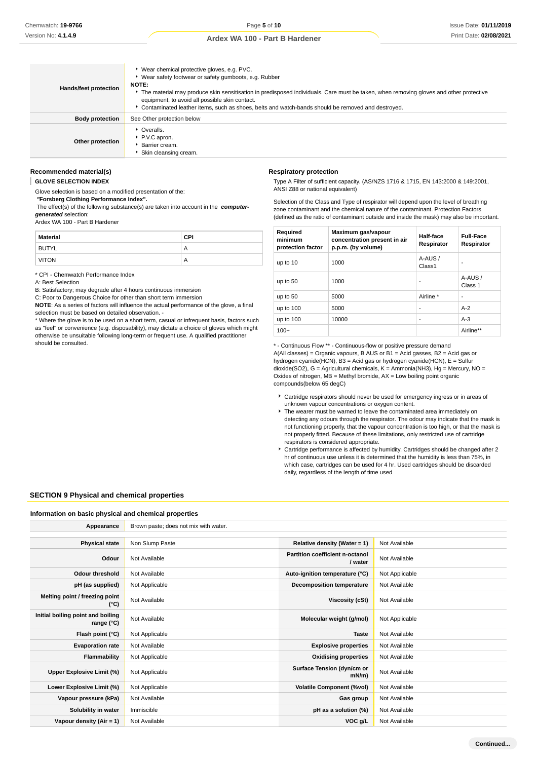| | |
|---|---|
| **Hands/feet protection** | - Wear chemical protective gloves, e.g. PVC.<br>- Wear safety footwear or safety gumboots, e.g. Rubber<br>**NOTE:**<br>- The material may produce skin sensitisation in predisposed individuals. Care must be taken, when removing gloves and other protective equipment, to avoid all possible skin contact.<br>- Contaminated leather items, such as shoes, belts and watch-bands should be removed and destroyed. |
| **Body protection** | See Other protection below |
| **Other protection** | - Overalls.<br>- P.V.C apron.<br>- Barrier cream.<br>- Skin cleansing cream. |

### Recommended material(s)

**GLOVE SELECTION INDEX**

Glove selection is based on a modified presentation of the:
***"Forsberg Clothing Performance Index".***
The effect(s) of the following substance(s) are taken into account in the ***computer-generated*** selection:
Ardex WA 100 - Part B Hardener

| Material | CPI |
|---|---|
| BUTYL | A |
| VITON | A |

\* CPI - Chemwatch Performance Index
A: Best Selection
B: Satisfactory; may degrade after 4 hours continuous immersion
C: Poor to Dangerous Choice for other than short term immersion
**NOTE**: As a series of factors will influence the actual performance of the glove, a final selection must be based on detailed observation. -
\* Where the glove is to be used on a short term, casual or infrequent basis, factors such as "feel" or convenience (e.g. disposability), may dictate a choice of gloves which might otherwise be unsuitable following long-term or frequent use. A qualified practitioner should be consulted.

### Respiratory protection

Type A Filter of sufficient capacity. (AS/NZS 1716 & 1715, EN 143:2000 & 149:2001, ANSI Z88 or national equivalent)

Selection of the Class and Type of respirator will depend upon the level of breathing zone contaminant and the chemical nature of the contaminant. Protection Factors (defined as the ratio of contaminant outside and inside the mask) may also be important.

| Required minimum protection factor | Maximum gas/vapour concentration present in air p.p.m. (by volume) | Half-face Respirator | Full-Face Respirator |
|---|---|---|---|
| up to 10 | 1000 | A-AUS / Class1 | - |
| up to 50 | 1000 | - | A-AUS / Class 1 |
| up to 50 | 5000 | Airline * | - |
| up to 100 | 5000 | - | A-2 |
| up to 100 | 10000 | - | A-3 |
| 100+ | | | Airline** |

\* - Continuous Flow ** - Continuous-flow or positive pressure demand
A(All classes) = Organic vapours, B AUS or B1 = Acid gasses, B2 = Acid gas or hydrogen cyanide(HCN), B3 = Acid gas or hydrogen cyanide(HCN), E = Sulfur dioxide(SO2), G = Agricultural chemicals, K = Ammonia(NH3), Hg = Mercury, NO = Oxides of nitrogen, MB = Methyl bromide, AX = Low boiling point organic compounds(below 65 degC)

- Cartridge respirators should never be used for emergency ingress or in areas of unknown vapour concentrations or oxygen content.
- The wearer must be warned to leave the contaminated area immediately on detecting any odours through the respirator. The odour may indicate that the mask is not functioning properly, that the vapour concentration is too high, or that the mask is not properly fitted. Because of these limitations, only restricted use of cartridge respirators is considered appropriate.
- Cartridge performance is affected by humidity. Cartridges should be changed after 2 hr of continuous use unless it is determined that the humidity is less than 75%, in which case, cartridges can be used for 4 hr. Used cartridges should be discarded daily, regardless of the length of time used

## SECTION 9 Physical and chemical properties

### Information on basic physical and chemical properties

| | | | |
|---|---|---|---|
| **Appearance** | Brown paste; does not mix with water. | | |
| **Physical state** | Non Slump Paste | **Relative density (Water = 1)** | Not Available |
| **Odour** | Not Available | **Partition coefficient n-octanol / water** | Not Available |
| **Odour threshold** | Not Available | **Auto-ignition temperature (°C)** | Not Applicable |
| **pH (as supplied)** | Not Applicable | **Decomposition temperature** | Not Available |
| **Melting point / freezing point (°C)** | Not Available | **Viscosity (cSt)** | Not Available |
| **Initial boiling point and boiling range (°C)** | Not Available | **Molecular weight (g/mol)** | Not Applicable |
| **Flash point (°C)** | Not Applicable | **Taste** | Not Available |
| **Evaporation rate** | Not Available | **Explosive properties** | Not Available |
| **Flammability** | Not Applicable | **Oxidising properties** | Not Available |
| **Upper Explosive Limit (%)** | Not Applicable | **Surface Tension (dyn/cm or mN/m)** | Not Available |
| **Lower Explosive Limit (%)** | Not Applicable | **Volatile Component (%vol)** | Not Available |
| **Vapour pressure (kPa)** | Not Available | **Gas group** | Not Available |
| **Solubility in water** | Immiscible | **pH as a solution (%)** | Not Available |
| **Vapour density (Air = 1)** | Not Available | **VOC g/L** | Not Available |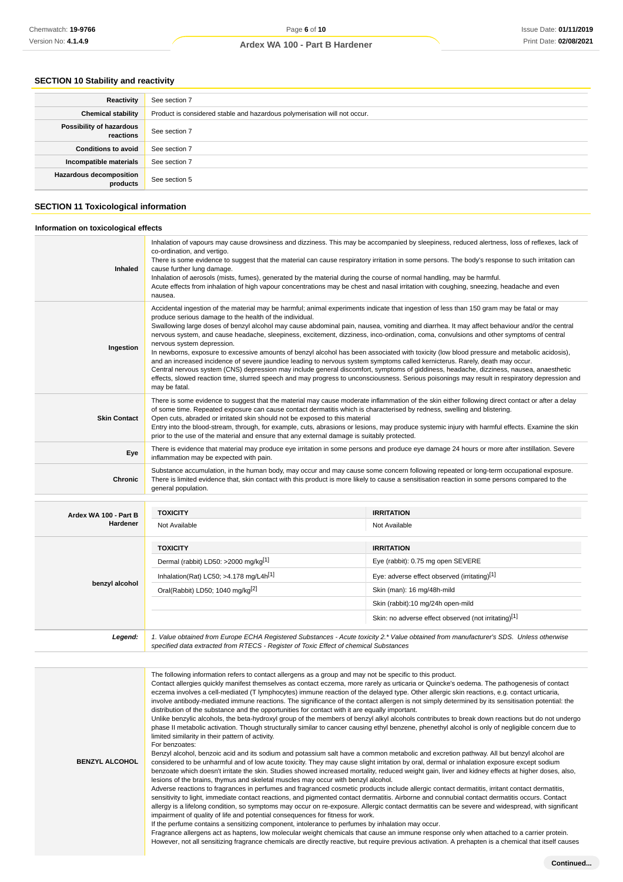## SECTION 10 Stability and reactivity

| | |
|---|---|
| **Reactivity** | See section 7 |
| **Chemical stability** | Product is considered stable and hazardous polymerisation will not occur. |
| **Possibility of hazardous reactions** | See section 7 |
| **Conditions to avoid** | See section 7 |
| **Incompatible materials** | See section 7 |
| **Hazardous decomposition products** | See section 5 |

## SECTION 11 Toxicological information

### Information on toxicological effects

| | |
|---|---|
| **Inhaled** | Inhalation of vapours may cause drowsiness and dizziness. This may be accompanied by sleepiness, reduced alertness, loss of reflexes, lack of co-ordination, and vertigo.<br>There is some evidence to suggest that the material can cause respiratory irritation in some persons. The body's response to such irritation can cause further lung damage.<br>Inhalation of aerosols (mists, fumes), generated by the material during the course of normal handling, may be harmful.<br>Acute effects from inhalation of high vapour concentrations may be chest and nasal irritation with coughing, sneezing, headache and even nausea. |
| **Ingestion** | Accidental ingestion of the material may be harmful; animal experiments indicate that ingestion of less than 150 gram may be fatal or may produce serious damage to the health of the individual.<br>Swallowing large doses of benzyl alcohol may cause abdominal pain, nausea, vomiting and diarrhea. It may affect behaviour and/or the central nervous system, and cause headache, sleepiness, excitement, dizziness, inco-ordination, coma, convulsions and other symptoms of central nervous system depression.<br>In newborns, exposure to excessive amounts of benzyl alcohol has been associated with toxicity (low blood pressure and metabolic acidosis), and an increased incidence of severe jaundice leading to nervous system symptoms called kernicterus. Rarely, death may occur.<br>Central nervous system (CNS) depression may include general discomfort, symptoms of giddiness, headache, dizziness, nausea, anaesthetic effects, slowed reaction time, slurred speech and may progress to unconsciousness. Serious poisonings may result in respiratory depression and may be fatal. |
| **Skin Contact** | There is some evidence to suggest that the material may cause moderate inflammation of the skin either following direct contact or after a delay of some time. Repeated exposure can cause contact dermatitis which is characterised by redness, swelling and blistering.<br>Open cuts, abraded or irritated skin should not be exposed to this material<br>Entry into the blood-stream, through, for example, cuts, abrasions or lesions, may produce systemic injury with harmful effects. Examine the skin prior to the use of the material and ensure that any external damage is suitably protected. |
| **Eye** | There is evidence that material may produce eye irritation in some persons and produce eye damage 24 hours or more after instillation. Severe inflammation may be expected with pain. |
| **Chronic** | Substance accumulation, in the human body, may occur and may cause some concern following repeated or long-term occupational exposure.<br>There is limited evidence that, skin contact with this product is more likely to cause a sensitisation reaction in some persons compared to the general population. |

| | TOXICITY | IRRITATION |
|---|---|---|
| **Ardex WA 100 - Part B Hardener** | Not Available | Not Available |
| **benzyl alcohol** | **TOXICITY** | **IRRITATION** |
| | Dermal (rabbit) LD50: >2000 mg/kg[1] | Eye (rabbit): 0.75 mg open SEVERE |
| | Inhalation(Rat) LC50; >4.178 mg/L4h[1] | Eye: adverse effect observed (irritating)[1] |
| | Oral(Rabbit) LD50; 1040 mg/kg[2] | Skin (man): 16 mg/48h-mild |
| | | Skin (rabbit):10 mg/24h open-mild |
| | | Skin: no adverse effect observed (not irritating)[1] |
| ***Legend:*** | *1. Value obtained from Europe ECHA Registered Substances - Acute toxicity 2.\* Value obtained from manufacturer's SDS. Unless otherwise specified data extracted from RTECS - Register of Toxic Effect of chemical Substances* | |

| | |
|---|---|
| **BENZYL ALCOHOL** | The following information refers to contact allergens as a group and may not be specific to this product.<br>Contact allergies quickly manifest themselves as contact eczema, more rarely as urticaria or Quincke's oedema. The pathogenesis of contact eczema involves a cell-mediated (T lymphocytes) immune reaction of the delayed type. Other allergic skin reactions, e.g. contact urticaria, involve antibody-mediated immune reactions. The significance of the contact allergen is not simply determined by its sensitisation potential: the distribution of the substance and the opportunities for contact with it are equally important.<br>Unlike benzylic alcohols, the beta-hydroxyl group of the members of benzyl alkyl alcohols contributes to break down reactions but do not undergo phase II metabolic activation. Though structurally similar to cancer causing ethyl benzene, phenethyl alcohol is only of negligible concern due to limited similarity in their pattern of activity.<br>For benzoates:<br>Benzyl alcohol, benzoic acid and its sodium and potassium salt have a common metabolic and excretion pathway. All but benzyl alcohol are considered to be unharmful and of low acute toxicity. They may cause slight irritation by oral, dermal or inhalation exposure except sodium benzoate which doesn't irritate the skin. Studies showed increased mortality, reduced weight gain, liver and kidney effects at higher doses, also, lesions of the brains, thymus and skeletal muscles may occur with benzyl alcohol.<br>Adverse reactions to fragrances in perfumes and fragranced cosmetic products include allergic contact dermatitis, irritant contact dermatitis, sensitivity to light, immediate contact reactions, and pigmented contact dermatitis. Airborne and connubial contact dermatitis occurs. Contact allergy is a lifelong condition, so symptoms may occur on re-exposure. Allergic contact dermatitis can be severe and widespread, with significant impairment of quality of life and potential consequences for fitness for work.<br>If the perfume contains a sensitising component, intolerance to perfumes by inhalation may occur.<br>Fragrance allergens act as haptens, low molecular weight chemicals that cause an immune response only when attached to a carrier protein. However, not all sensitizing fragrance chemicals are directly reactive, but require previous activation. A prehapten is a chemical that itself causes |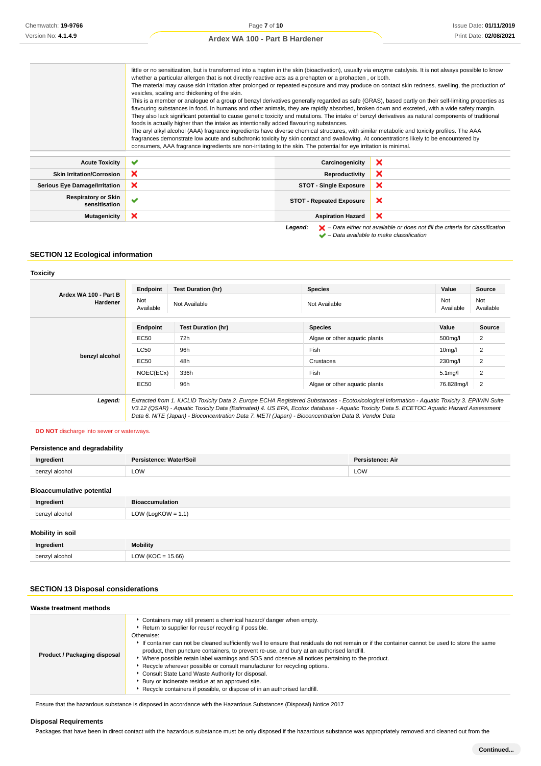| | |
|---|---|
| | little or no sensitization, but is transformed into a hapten in the skin (bioactivation), usually via enzyme catalysis. It is not always possible to know whether a particular allergen that is not directly reactive acts as a prehapten or a prohapten , or both.<br>The material may cause skin irritation after prolonged or repeated exposure and may produce on contact skin redness, swelling, the production of vesicles, scaling and thickening of the skin.<br>This is a member or analogue of a group of benzyl derivatives generally regarded as safe (GRAS), based partly on their self-limiting properties as flavouring substances in food. In humans and other animals, they are rapidly absorbed, broken down and excreted, with a wide safety margin. They also lack significant potential to cause genetic toxicity and mutations. The intake of benzyl derivatives as natural components of traditional foods is actually higher than the intake as intentionally added flavouring substances.<br>The aryl alkyl alcohol (AAA) fragrance ingredients have diverse chemical structures, with similar metabolic and toxicity profiles. The AAA fragrances demonstrate low acute and subchronic toxicity by skin contact and swallowing. At concentrations likely to be encountered by consumers, AAA fragrance ingredients are non-irritating to the skin. The potential for eye irritation is minimal. |

| | | | |
|---|---|---|---|
| **Acute Toxicity** | ✔ | **Carcinogenicity** | ✘ |
| **Skin Irritation/Corrosion** | ✘ | **Reproductivity** | ✘ |
| **Serious Eye Damage/Irritation** | ✘ | **STOT - Single Exposure** | ✘ |
| **Respiratory or Skin sensitisation** | ✔ | **STOT - Repeated Exposure** | ✘ |
| **Mutagenicity** | ✘ | **Aspiration Hazard** | ✘ |

***Legend:*** ✘ *– Data either not available or does not fill the criteria for classification*
✔ *– Data available to make classification*

## SECTION 12 Ecological information

### Toxicity

| | Endpoint | Test Duration (hr) | Species | Value | Source |
|---|---|---|---|---|---|
| **Ardex WA 100 - Part B Hardener** | Not Available | Not Available | Not Available | Not Available | Not Available |
| **benzyl alcohol** | **Endpoint** | **Test Duration (hr)** | **Species** | **Value** | **Source** |
| | EC50 | 72h | Algae or other aquatic plants | 500mg/l | 2 |
| | LC50 | 96h | Fish | 10mg/l | 2 |
| | EC50 | 48h | Crustacea | 230mg/l | 2 |
| | NOEC(ECx) | 336h | Fish | 5.1mg/l | 2 |
| | EC50 | 96h | Algae or other aquatic plants | 76.828mg/l | 2 |
| ***Legend:*** | *Extracted from 1. IUCLID Toxicity Data 2. Europe ECHA Registered Substances - Ecotoxicological Information - Aquatic Toxicity 3. EPIWIN Suite V3.12 (QSAR) - Aquatic Toxicity Data (Estimated) 4. US EPA, Ecotox database - Aquatic Toxicity Data 5. ECETOC Aquatic Hazard Assessment Data 6. NITE (Japan) - Bioconcentration Data 7. METI (Japan) - Bioconcentration Data 8. Vendor Data* | | | | |

**DO NOT** discharge into sewer or waterways.

### Persistence and degradability

| Ingredient | Persistence: Water/Soil | Persistence: Air |
|---|---|---|
| benzyl alcohol | LOW | LOW |

### Bioaccumulative potential

| Ingredient | Bioaccumulation |
|---|---|
| benzyl alcohol | LOW (LogKOW = 1.1) |

### Mobility in soil

| Ingredient | Mobility |
|---|---|
| benzyl alcohol | LOW (KOC = 15.66) |

## SECTION 13 Disposal considerations

### Waste treatment methods

| | |
|---|---|
| **Product / Packaging disposal** | ‣ Containers may still present a chemical hazard/ danger when empty.<br>‣ Return to supplier for reuse/ recycling if possible.<br>Otherwise:<br>‣ If container can not be cleaned sufficiently well to ensure that residuals do not remain or if the container cannot be used to store the same product, then puncture containers, to prevent re-use, and bury at an authorised landfill.<br>‣ Where possible retain label warnings and SDS and observe all notices pertaining to the product.<br>‣ Recycle wherever possible or consult manufacturer for recycling options.<br>‣ Consult State Land Waste Authority for disposal.<br>‣ Bury or incinerate residue at an approved site.<br>‣ Recycle containers if possible, or dispose of in an authorised landfill. |

Ensure that the hazardous substance is disposed in accordance with the Hazardous Substances (Disposal) Notice 2017

### Disposal Requirements

Packages that have been in direct contact with the hazardous substance must be only disposed if the hazardous substance was appropriately removed and cleaned out from the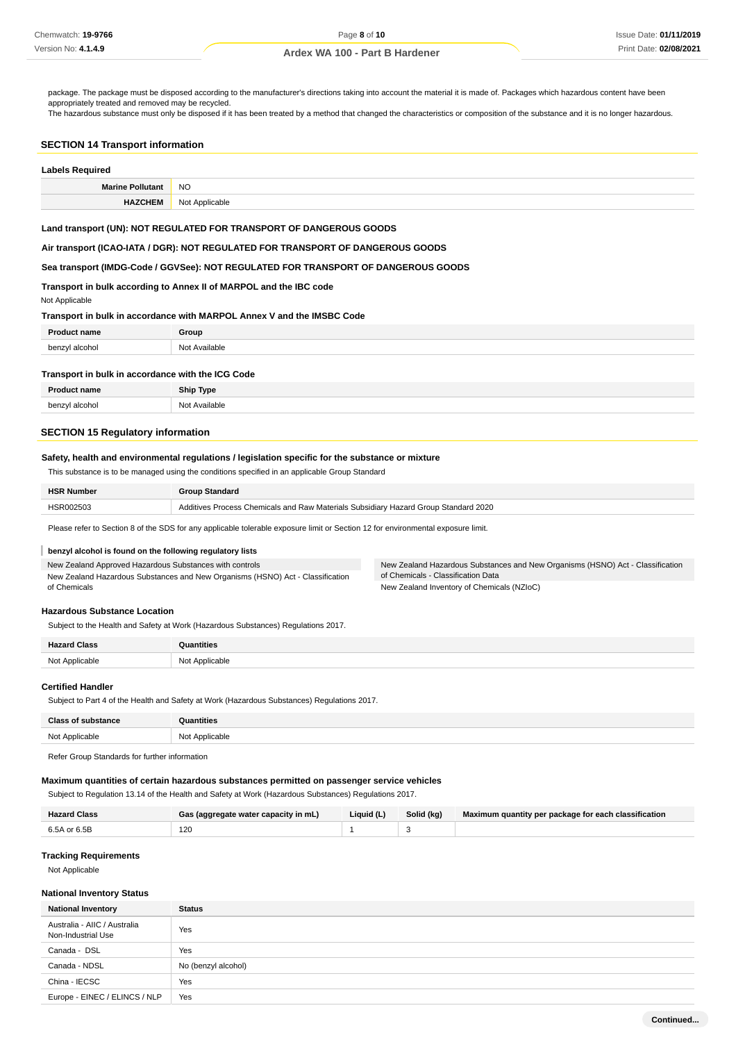package. The package must be disposed according to the manufacturer's directions taking into account the material it is made of. Packages which hazardous content have been appropriately treated and removed may be recycled.
The hazardous substance must only be disposed if it has been treated by a method that changed the characteristics or composition of the substance and it is no longer hazardous.

## SECTION 14 Transport information

### Labels Required

| | |
|---|---|
| **Marine Pollutant** | NO |
| **HAZCHEM** | Not Applicable |

**Land transport (UN): NOT REGULATED FOR TRANSPORT OF DANGEROUS GOODS**

**Air transport (ICAO-IATA / DGR): NOT REGULATED FOR TRANSPORT OF DANGEROUS GOODS**

**Sea transport (IMDG-Code / GGVSee): NOT REGULATED FOR TRANSPORT OF DANGEROUS GOODS**

**Transport in bulk according to Annex II of MARPOL and the IBC code**

Not Applicable

**Transport in bulk in accordance with MARPOL Annex V and the IMSBC Code**

| Product name | Group |
|---|---|
| benzyl alcohol | Not Available |

**Transport in bulk in accordance with the ICG Code**

| Product name | Ship Type |
|---|---|
| benzyl alcohol | Not Available |

## SECTION 15 Regulatory information

**Safety, health and environmental regulations / legislation specific for the substance or mixture**

This substance is to be managed using the conditions specified in an applicable Group Standard

| HSR Number | Group Standard |
|---|---|
| HSR002503 | Additives Process Chemicals and Raw Materials Subsidiary Hazard Group Standard 2020 |

Please refer to Section 8 of the SDS for any applicable tolerable exposure limit or Section 12 for environmental exposure limit.

**benzyl alcohol is found on the following regulatory lists**

- New Zealand Approved Hazardous Substances with controls
- New Zealand Hazardous Substances and New Organisms (HSNO) Act - Classification of Chemicals
- New Zealand Hazardous Substances and New Organisms (HSNO) Act - Classification of Chemicals - Classification Data
- New Zealand Inventory of Chemicals (NZIoC)

**Hazardous Substance Location**

Subject to the Health and Safety at Work (Hazardous Substances) Regulations 2017.

| Hazard Class | Quantities |
|---|---|
| Not Applicable | Not Applicable |

**Certified Handler**

Subject to Part 4 of the Health and Safety at Work (Hazardous Substances) Regulations 2017.

| Class of substance | Quantities |
|---|---|
| Not Applicable | Not Applicable |

Refer Group Standards for further information

**Maximum quantities of certain hazardous substances permitted on passenger service vehicles**

Subject to Regulation 13.14 of the Health and Safety at Work (Hazardous Substances) Regulations 2017.

| Hazard Class | Gas (aggregate water capacity in mL) | Liquid (L) | Solid (kg) | Maximum quantity per package for each classification |
|---|---|---|---|---|
| 6.5A or 6.5B | 120 | 1 | 3 | |

**Tracking Requirements**

Not Applicable

**National Inventory Status**

| National Inventory | Status |
|---|---|
| Australia - AIIC / Australia Non-Industrial Use | Yes |
| Canada - DSL | Yes |
| Canada - NDSL | No (benzyl alcohol) |
| China - IECSC | Yes |
| Europe - EINEC / ELINCS / NLP | Yes |

Continued...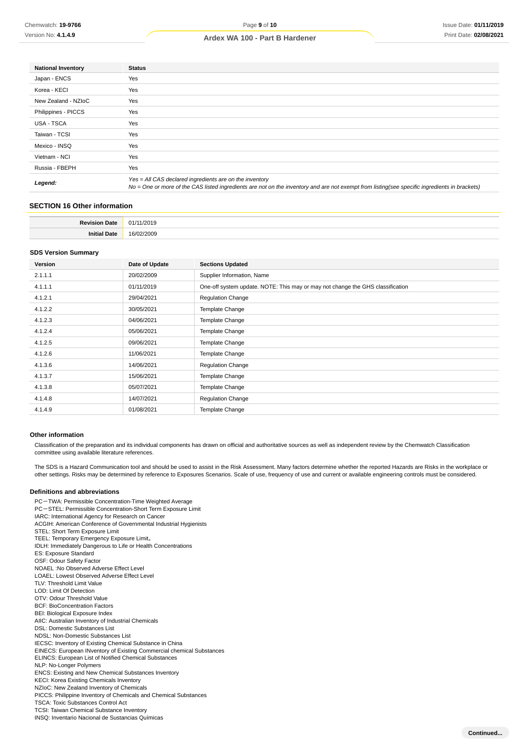| National Inventory | Status |
|---|---|
| Japan - ENCS | Yes |
| Korea - KECI | Yes |
| New Zealand - NZIoC | Yes |
| Philippines - PICCS | Yes |
| USA - TSCA | Yes |
| Taiwan - TCSI | Yes |
| Mexico - INSQ | Yes |
| Vietnam - NCI | Yes |
| Russia - FBEPH | Yes |
| ***Legend:*** | *Yes = All CAS declared ingredients are on the inventory*<br>*No = One or more of the CAS listed ingredients are not on the inventory and are not exempt from listing(see specific ingredients in brackets)* |

## SECTION 16 Other information

| | |
|---|---|
| **Revision Date** | 01/11/2019 |
| **Initial Date** | 16/02/2009 |

### SDS Version Summary

| Version | Date of Update | Sections Updated |
|---|---|---|
| 2.1.1.1 | 20/02/2009 | Supplier Information, Name |
| 4.1.1.1 | 01/11/2019 | One-off system update. NOTE: This may or may not change the GHS classification |
| 4.1.2.1 | 29/04/2021 | Regulation Change |
| 4.1.2.2 | 30/05/2021 | Template Change |
| 4.1.2.3 | 04/06/2021 | Template Change |
| 4.1.2.4 | 05/06/2021 | Template Change |
| 4.1.2.5 | 09/06/2021 | Template Change |
| 4.1.2.6 | 11/06/2021 | Template Change |
| 4.1.3.6 | 14/06/2021 | Regulation Change |
| 4.1.3.7 | 15/06/2021 | Template Change |
| 4.1.3.8 | 05/07/2021 | Template Change |
| 4.1.4.8 | 14/07/2021 | Regulation Change |
| 4.1.4.9 | 01/08/2021 | Template Change |

### Other information

Classification of the preparation and its individual components has drawn on official and authoritative sources as well as independent review by the Chemwatch Classification committee using available literature references.

The SDS is a Hazard Communication tool and should be used to assist in the Risk Assessment. Many factors determine whether the reported Hazards are Risks in the workplace or other settings. Risks may be determined by reference to Exposures Scenarios. Scale of use, frequency of use and current or available engineering controls must be considered.

### Definitions and abbreviations

PC－TWA: Permissible Concentration-Time Weighted Average
PC－STEL: Permissible Concentration-Short Term Exposure Limit
IARC: International Agency for Research on Cancer
ACGIH: American Conference of Governmental Industrial Hygienists
STEL: Short Term Exposure Limit
TEEL: Temporary Emergency Exposure Limit。
IDLH: Immediately Dangerous to Life or Health Concentrations
ES: Exposure Standard
OSF: Odour Safety Factor
NOAEL :No Observed Adverse Effect Level
LOAEL: Lowest Observed Adverse Effect Level
TLV: Threshold Limit Value
LOD: Limit Of Detection
OTV: Odour Threshold Value
BCF: BioConcentration Factors
BEI: Biological Exposure Index
AIIC: Australian Inventory of Industrial Chemicals
DSL: Domestic Substances List
NDSL: Non-Domestic Substances List
IECSC: Inventory of Existing Chemical Substance in China
EINECS: European INventory of Existing Commercial chemical Substances
ELINCS: European List of Notified Chemical Substances
NLP: No-Longer Polymers
ENCS: Existing and New Chemical Substances Inventory
KECI: Korea Existing Chemicals Inventory
NZIoC: New Zealand Inventory of Chemicals
PICCS: Philippine Inventory of Chemicals and Chemical Substances
TSCA: Toxic Substances Control Act
TCSI: Taiwan Chemical Substance Inventory
INSQ: Inventario Nacional de Sustancias Químicas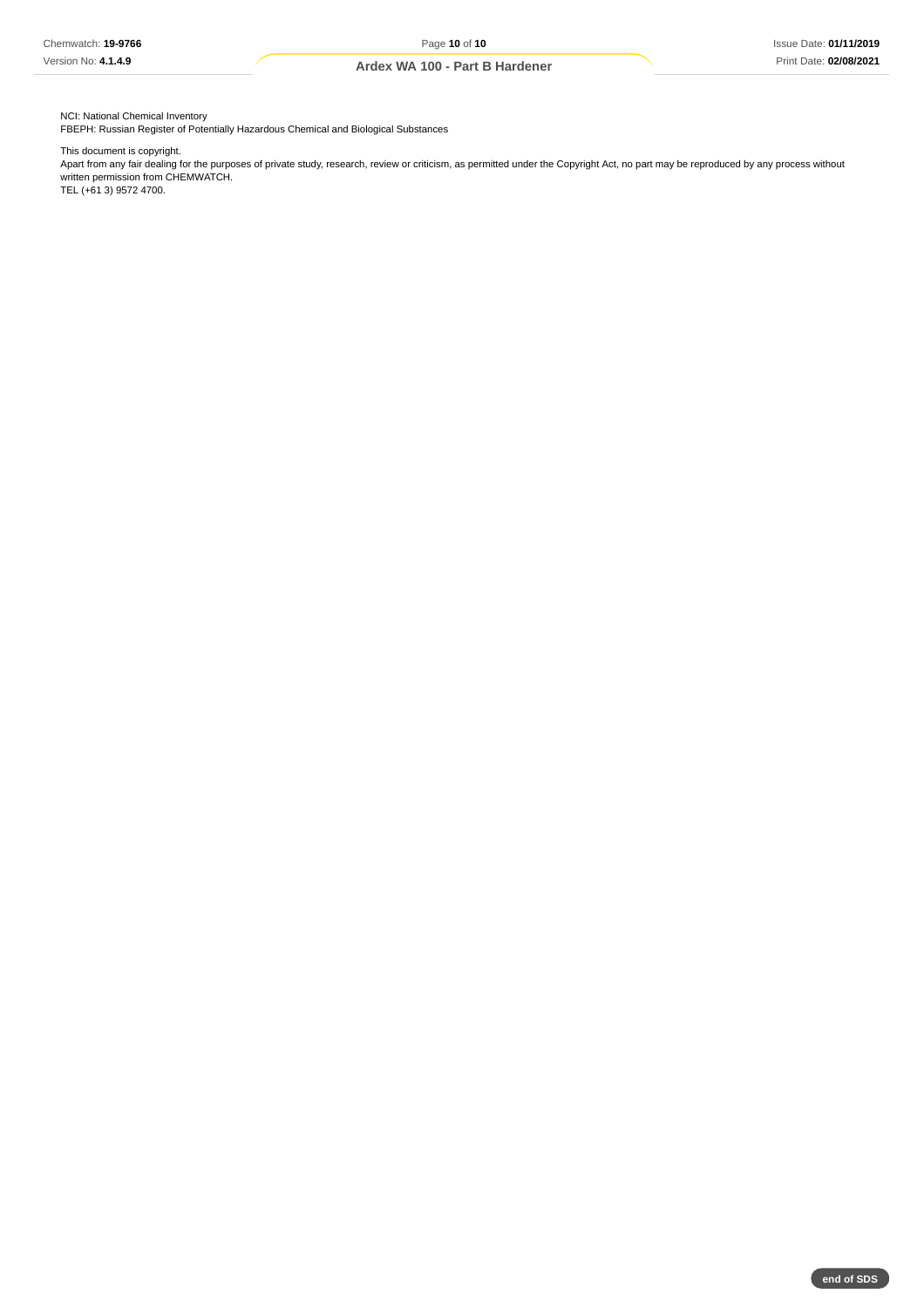NCI: National Chemical Inventory
FBEPH: Russian Register of Potentially Hazardous Chemical and Biological Substances

This document is copyright.
Apart from any fair dealing for the purposes of private study, research, review or criticism, as permitted under the Copyright Act, no part may be reproduced by any process without written permission from CHEMWATCH.
TEL (+61 3) 9572 4700.

end of SDS